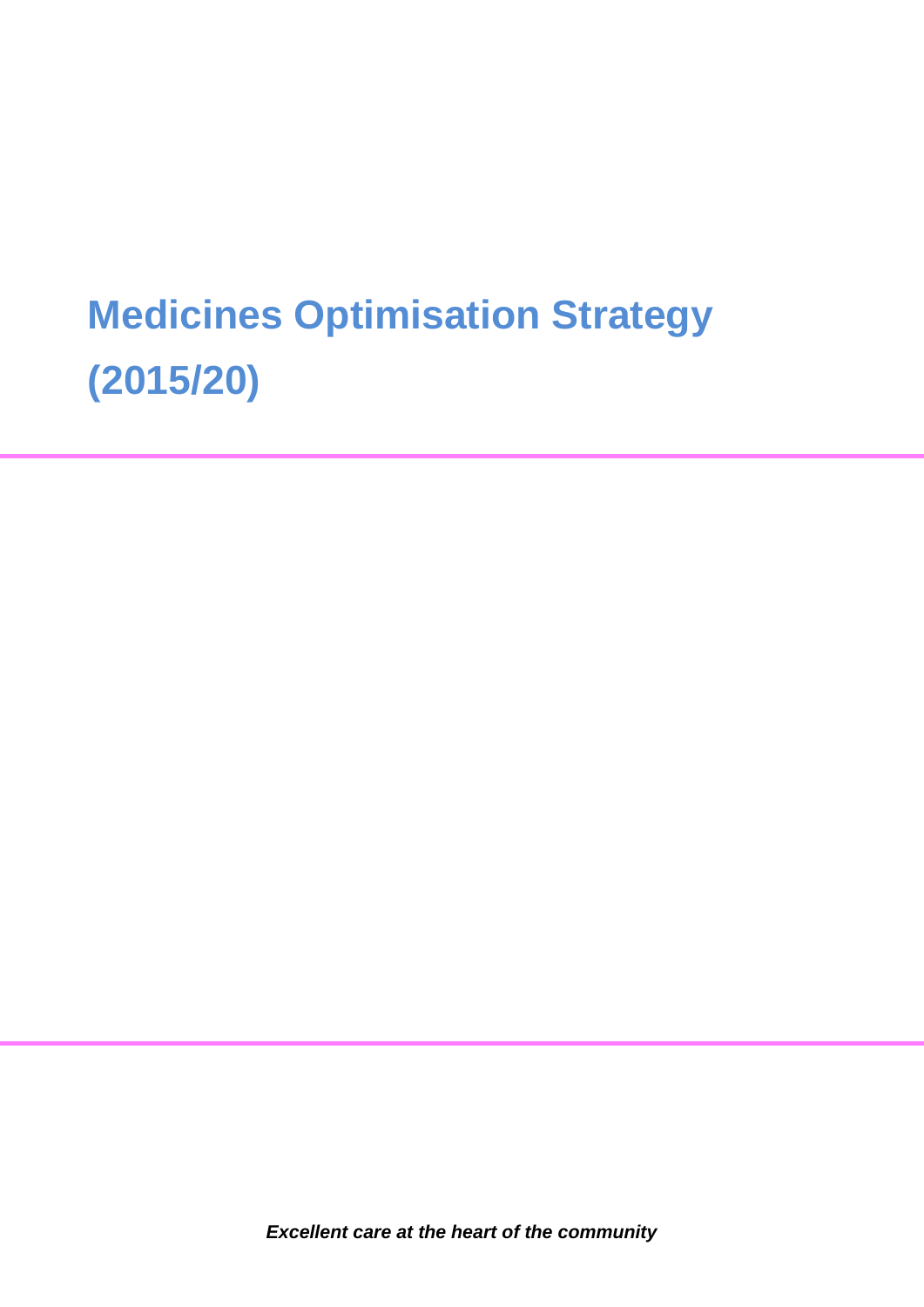# Medicines Optimisation Strategy (2015/20)

***Excellent care at the heart of the community***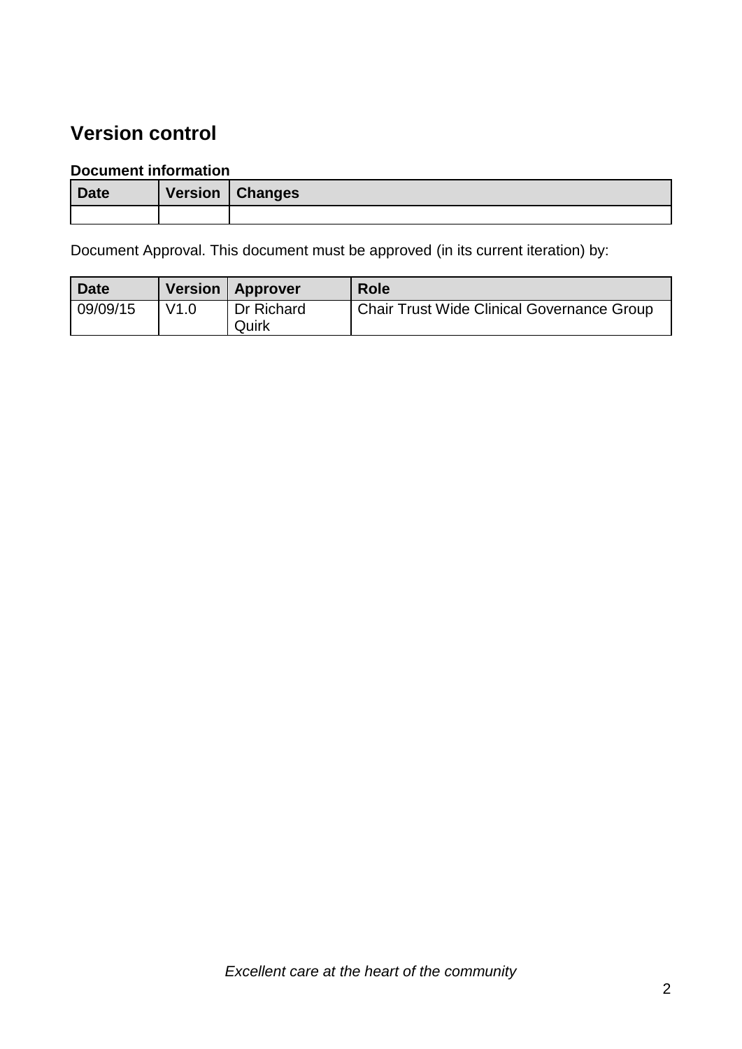## Version control

**Document information**

| Date | Version | Changes |
|---|---|---|
| | | |

Document Approval. This document must be approved (in its current iteration) by:

| Date | Version | Approver | Role |
|---|---|---|---|
| 09/09/15 | V1.0 | Dr Richard Quirk | Chair Trust Wide Clinical Governance Group |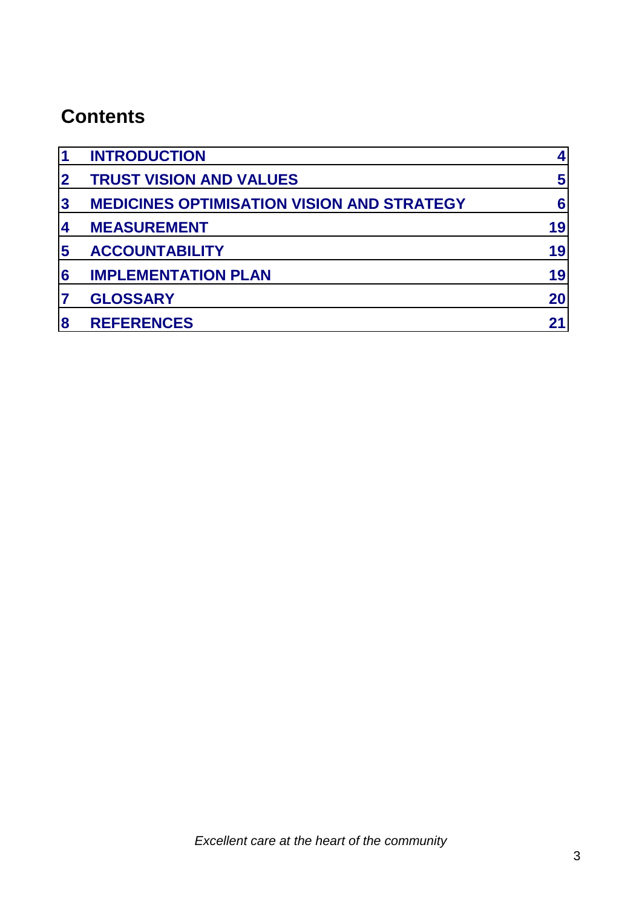## Contents

| | | |
|---|---|---|
| 1 | INTRODUCTION | 4 |
| 2 | TRUST VISION AND VALUES | 5 |
| 3 | MEDICINES OPTIMISATION VISION AND STRATEGY | 6 |
| 4 | MEASUREMENT | 19 |
| 5 | ACCOUNTABILITY | 19 |
| 6 | IMPLEMENTATION PLAN | 19 |
| 7 | GLOSSARY | 20 |
| 8 | REFERENCES | 21 |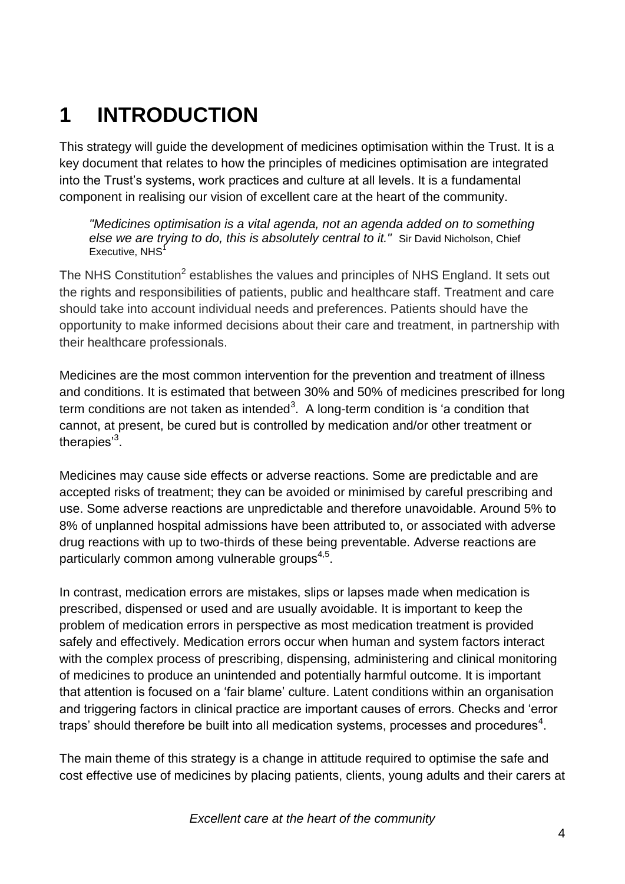# 1 INTRODUCTION

This strategy will guide the development of medicines optimisation within the Trust. It is a key document that relates to how the principles of medicines optimisation are integrated into the Trust's systems, work practices and culture at all levels. It is a fundamental component in realising our vision of excellent care at the heart of the community.

> *"Medicines optimisation is a vital agenda, not an agenda added on to something else we are trying to do, this is absolutely central to it."* Sir David Nicholson, Chief Executive, NHS[1]

The NHS Constitution[2] establishes the values and principles of NHS England. It sets out the rights and responsibilities of patients, public and healthcare staff. Treatment and care should take into account individual needs and preferences. Patients should have the opportunity to make informed decisions about their care and treatment, in partnership with their healthcare professionals.

Medicines are the most common intervention for the prevention and treatment of illness and conditions. It is estimated that between 30% and 50% of medicines prescribed for long term conditions are not taken as intended[3]. A long-term condition is 'a condition that cannot, at present, be cured but is controlled by medication and/or other treatment or therapies'[3].

Medicines may cause side effects or adverse reactions. Some are predictable and are accepted risks of treatment; they can be avoided or minimised by careful prescribing and use. Some adverse reactions are unpredictable and therefore unavoidable. Around 5% to 8% of unplanned hospital admissions have been attributed to, or associated with adverse drug reactions with up to two-thirds of these being preventable. Adverse reactions are particularly common among vulnerable groups[4,5].

In contrast, medication errors are mistakes, slips or lapses made when medication is prescribed, dispensed or used and are usually avoidable. It is important to keep the problem of medication errors in perspective as most medication treatment is provided safely and effectively. Medication errors occur when human and system factors interact with the complex process of prescribing, dispensing, administering and clinical monitoring of medicines to produce an unintended and potentially harmful outcome. It is important that attention is focused on a 'fair blame' culture. Latent conditions within an organisation and triggering factors in clinical practice are important causes of errors. Checks and 'error traps' should therefore be built into all medication systems, processes and procedures[4].

The main theme of this strategy is a change in attitude required to optimise the safe and cost effective use of medicines by placing patients, clients, young adults and their carers at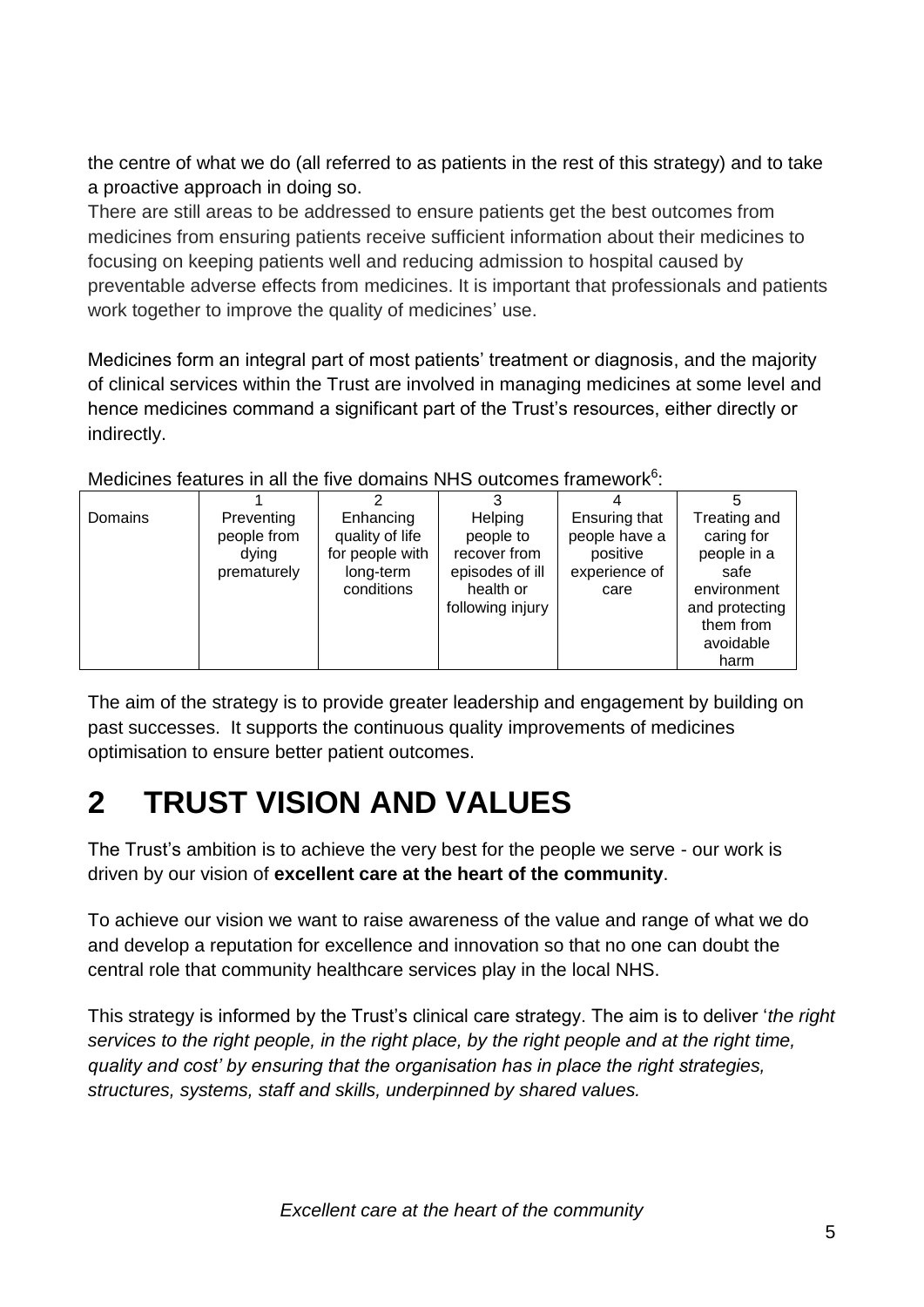the centre of what we do (all referred to as patients in the rest of this strategy) and to take a proactive approach in doing so.

There are still areas to be addressed to ensure patients get the best outcomes from medicines from ensuring patients receive sufficient information about their medicines to focusing on keeping patients well and reducing admission to hospital caused by preventable adverse effects from medicines. It is important that professionals and patients work together to improve the quality of medicines' use.

Medicines form an integral part of most patients' treatment or diagnosis, and the majority of clinical services within the Trust are involved in managing medicines at some level and hence medicines command a significant part of the Trust's resources, either directly or indirectly.

Medicines features in all the five domains NHS outcomes framework[6]:

| | 1 | 2 | 3 | 4 | 5 |
|---|---|---|---|---|---|
| Domains | Preventing people from dying prematurely | Enhancing quality of life for people with long-term conditions | Helping people to recover from episodes of ill health or following injury | Ensuring that people have a positive experience of care | Treating and caring for people in a safe environment and protecting them from avoidable harm |

The aim of the strategy is to provide greater leadership and engagement by building on past successes. It supports the continuous quality improvements of medicines optimisation to ensure better patient outcomes.

# 2 TRUST VISION AND VALUES

The Trust's ambition is to achieve the very best for the people we serve - our work is driven by our vision of **excellent care at the heart of the community**.

To achieve our vision we want to raise awareness of the value and range of what we do and develop a reputation for excellence and innovation so that no one can doubt the central role that community healthcare services play in the local NHS.

This strategy is informed by the Trust's clinical care strategy. The aim is to deliver '*the right services to the right people, in the right place, by the right people and at the right time, quality and cost' by ensuring that the organisation has in place the right strategies, structures, systems, staff and skills, underpinned by shared values.*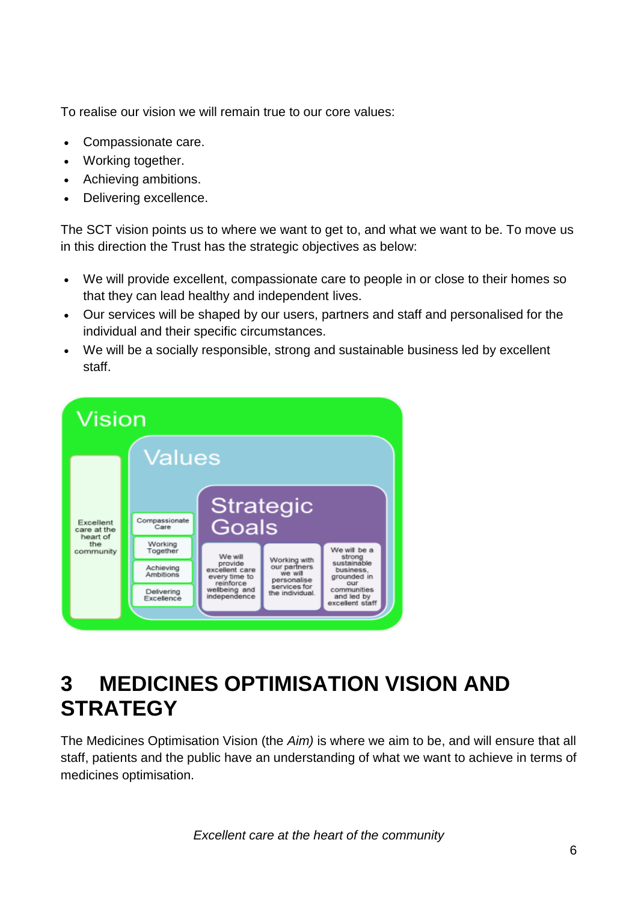To realise our vision we will remain true to our core values:

- Compassionate care.
- Working together.
- Achieving ambitions.
- Delivering excellence.

The SCT vision points us to where we want to get to, and what we want to be. To move us in this direction the Trust has the strategic objectives as below:

- We will provide excellent, compassionate care to people in or close to their homes so that they can lead healthy and independent lives.
- Our services will be shaped by our users, partners and staff and personalised for the individual and their specific circumstances.
- We will be a socially responsible, strong and sustainable business led by excellent staff.

Vision

Excellent care at the heart of the community

Values

Compassionate Care

Working Together

Achieving Ambitions

Delivering Excellence

Strategic Goals

We will provide excellent care every time to reinforce wellbeing and independence

Working with our partners we will personalise services for the individual.

We will be a strong sustainable business, grounded in our communities and led by excellent staff

# 3 MEDICINES OPTIMISATION VISION AND STRATEGY

The Medicines Optimisation Vision (the *Aim)* is where we aim to be, and will ensure that all staff, patients and the public have an understanding of what we want to achieve in terms of medicines optimisation.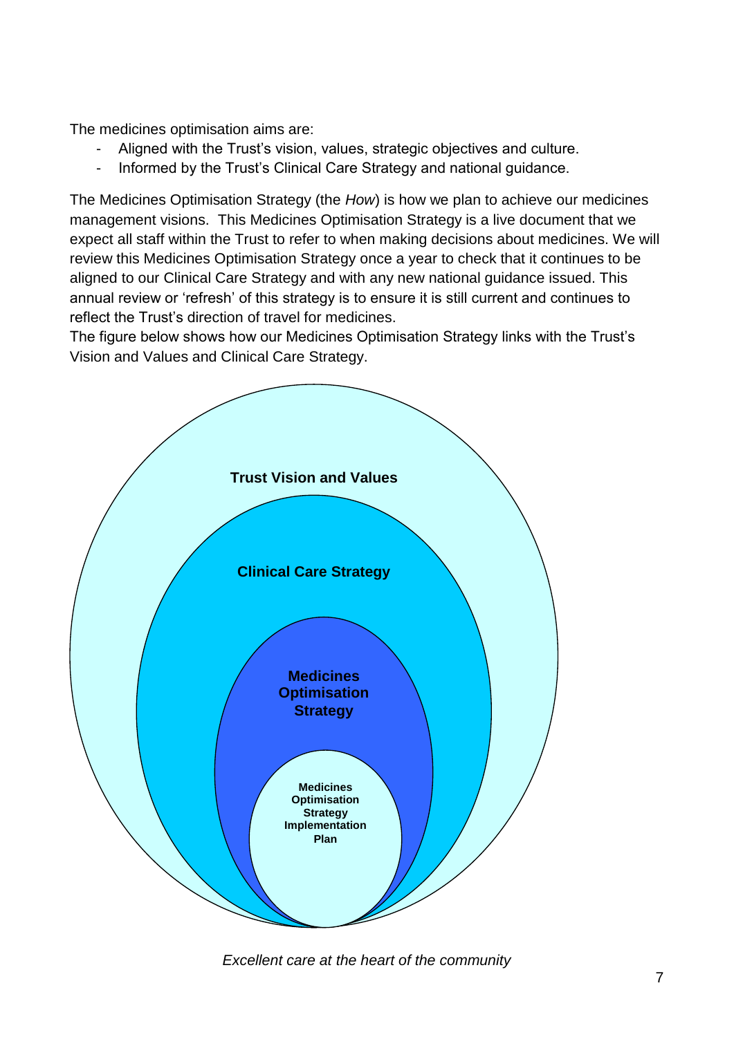The medicines optimisation aims are:

- Aligned with the Trust's vision, values, strategic objectives and culture.
- Informed by the Trust's Clinical Care Strategy and national guidance.

The Medicines Optimisation Strategy (the *How*) is how we plan to achieve our medicines management visions. This Medicines Optimisation Strategy is a live document that we expect all staff within the Trust to refer to when making decisions about medicines. We will review this Medicines Optimisation Strategy once a year to check that it continues to be aligned to our Clinical Care Strategy and with any new national guidance issued. This annual review or 'refresh' of this strategy is to ensure it is still current and continues to reflect the Trust's direction of travel for medicines.

The figure below shows how our Medicines Optimisation Strategy links with the Trust's Vision and Values and Clinical Care Strategy.

**Trust Vision and Values**

**Clinical Care Strategy**

**Medicines Optimisation Strategy**

**Medicines Optimisation Strategy Implementation Plan**

*Excellent care at the heart of the community*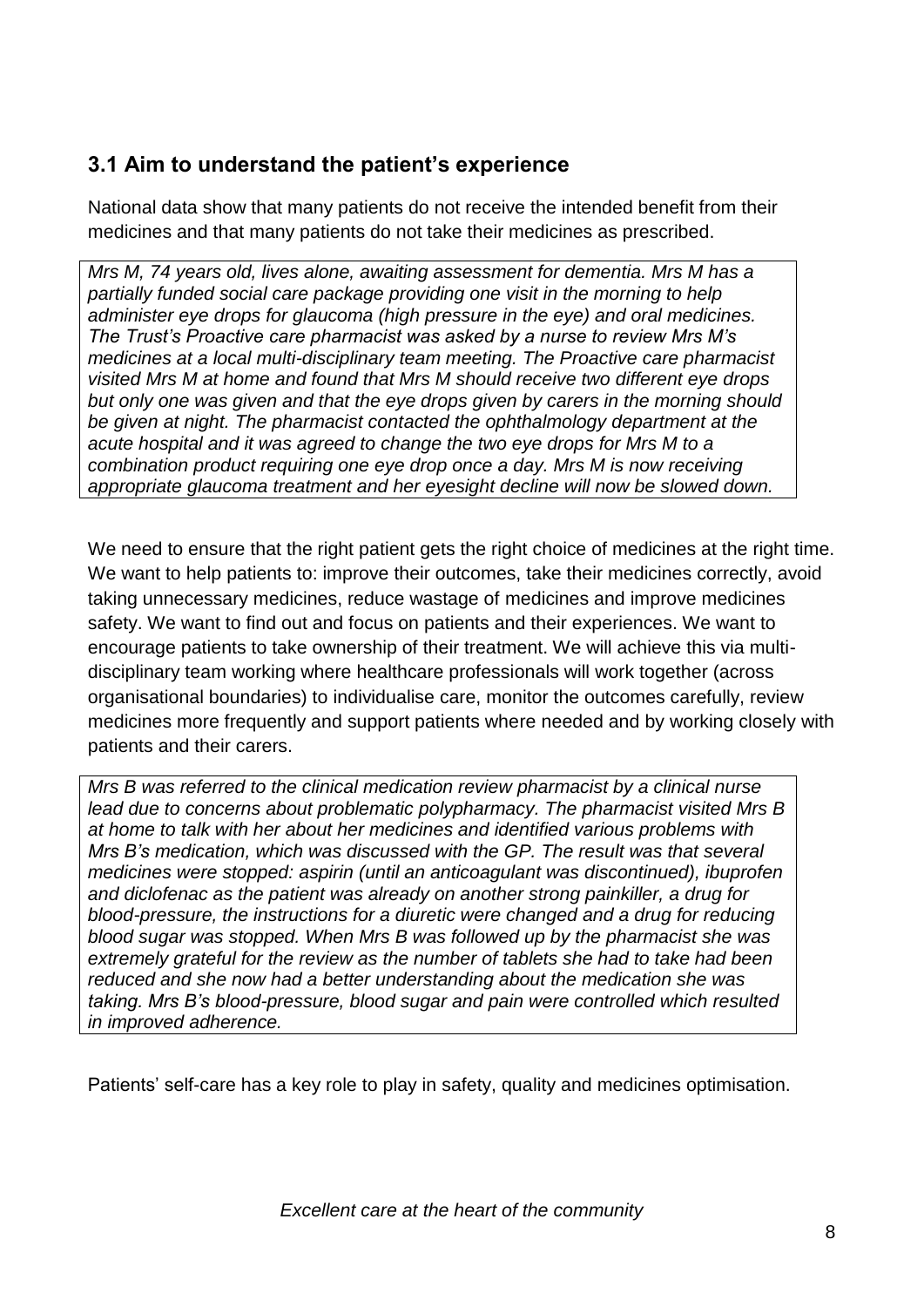## 3.1 Aim to understand the patient's experience

National data show that many patients do not receive the intended benefit from their medicines and that many patients do not take their medicines as prescribed.

> *Mrs M, 74 years old, lives alone, awaiting assessment for dementia. Mrs M has a partially funded social care package providing one visit in the morning to help administer eye drops for glaucoma (high pressure in the eye) and oral medicines. The Trust's Proactive care pharmacist was asked by a nurse to review Mrs M's medicines at a local multi-disciplinary team meeting. The Proactive care pharmacist visited Mrs M at home and found that Mrs M should receive two different eye drops but only one was given and that the eye drops given by carers in the morning should be given at night. The pharmacist contacted the ophthalmology department at the acute hospital and it was agreed to change the two eye drops for Mrs M to a combination product requiring one eye drop once a day. Mrs M is now receiving appropriate glaucoma treatment and her eyesight decline will now be slowed down.*

We need to ensure that the right patient gets the right choice of medicines at the right time. We want to help patients to: improve their outcomes, take their medicines correctly, avoid taking unnecessary medicines, reduce wastage of medicines and improve medicines safety. We want to find out and focus on patients and their experiences. We want to encourage patients to take ownership of their treatment. We will achieve this via multi-disciplinary team working where healthcare professionals will work together (across organisational boundaries) to individualise care, monitor the outcomes carefully, review medicines more frequently and support patients where needed and by working closely with patients and their carers.

> *Mrs B was referred to the clinical medication review pharmacist by a clinical nurse lead due to concerns about problematic polypharmacy. The pharmacist visited Mrs B at home to talk with her about her medicines and identified various problems with Mrs B's medication, which was discussed with the GP. The result was that several medicines were stopped: aspirin (until an anticoagulant was discontinued), ibuprofen and diclofenac as the patient was already on another strong painkiller, a drug for blood-pressure, the instructions for a diuretic were changed and a drug for reducing blood sugar was stopped. When Mrs B was followed up by the pharmacist she was extremely grateful for the review as the number of tablets she had to take had been reduced and she now had a better understanding about the medication she was taking. Mrs B's blood-pressure, blood sugar and pain were controlled which resulted in improved adherence.*

Patients' self-care has a key role to play in safety, quality and medicines optimisation.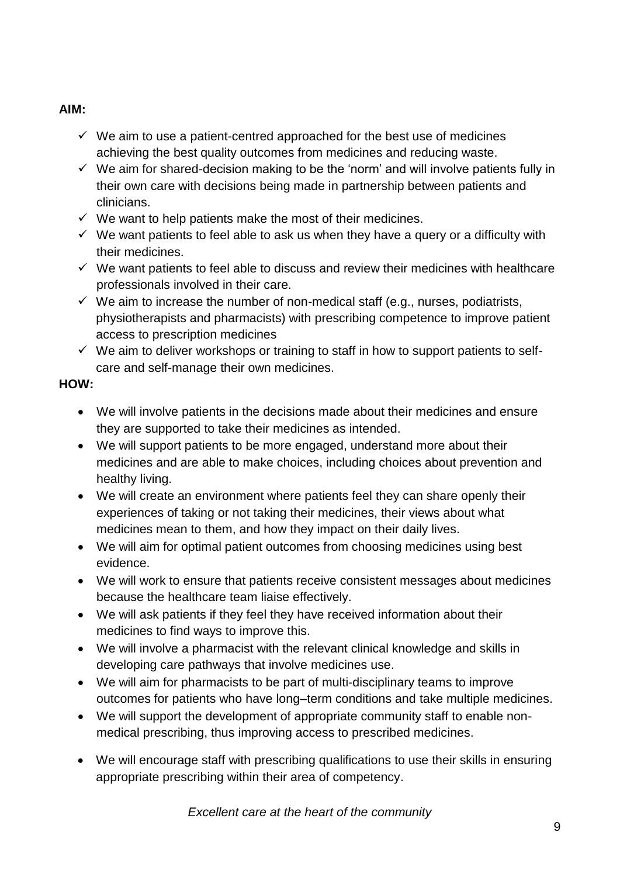**AIM:**

- ✓ We aim to use a patient-centred approached for the best use of medicines achieving the best quality outcomes from medicines and reducing waste.
- ✓ We aim for shared-decision making to be the 'norm' and will involve patients fully in their own care with decisions being made in partnership between patients and clinicians.
- ✓ We want to help patients make the most of their medicines.
- ✓ We want patients to feel able to ask us when they have a query or a difficulty with their medicines.
- ✓ We want patients to feel able to discuss and review their medicines with healthcare professionals involved in their care.
- ✓ We aim to increase the number of non-medical staff (e.g., nurses, podiatrists, physiotherapists and pharmacists) with prescribing competence to improve patient access to prescription medicines
- ✓ We aim to deliver workshops or training to staff in how to support patients to self-care and self-manage their own medicines.

**HOW:**

- We will involve patients in the decisions made about their medicines and ensure they are supported to take their medicines as intended.
- We will support patients to be more engaged, understand more about their medicines and are able to make choices, including choices about prevention and healthy living.
- We will create an environment where patients feel they can share openly their experiences of taking or not taking their medicines, their views about what medicines mean to them, and how they impact on their daily lives.
- We will aim for optimal patient outcomes from choosing medicines using best evidence.
- We will work to ensure that patients receive consistent messages about medicines because the healthcare team liaise effectively.
- We will ask patients if they feel they have received information about their medicines to find ways to improve this.
- We will involve a pharmacist with the relevant clinical knowledge and skills in developing care pathways that involve medicines use.
- We will aim for pharmacists to be part of multi-disciplinary teams to improve outcomes for patients who have long–term conditions and take multiple medicines.
- We will support the development of appropriate community staff to enable non-medical prescribing, thus improving access to prescribed medicines.
- We will encourage staff with prescribing qualifications to use their skills in ensuring appropriate prescribing within their area of competency.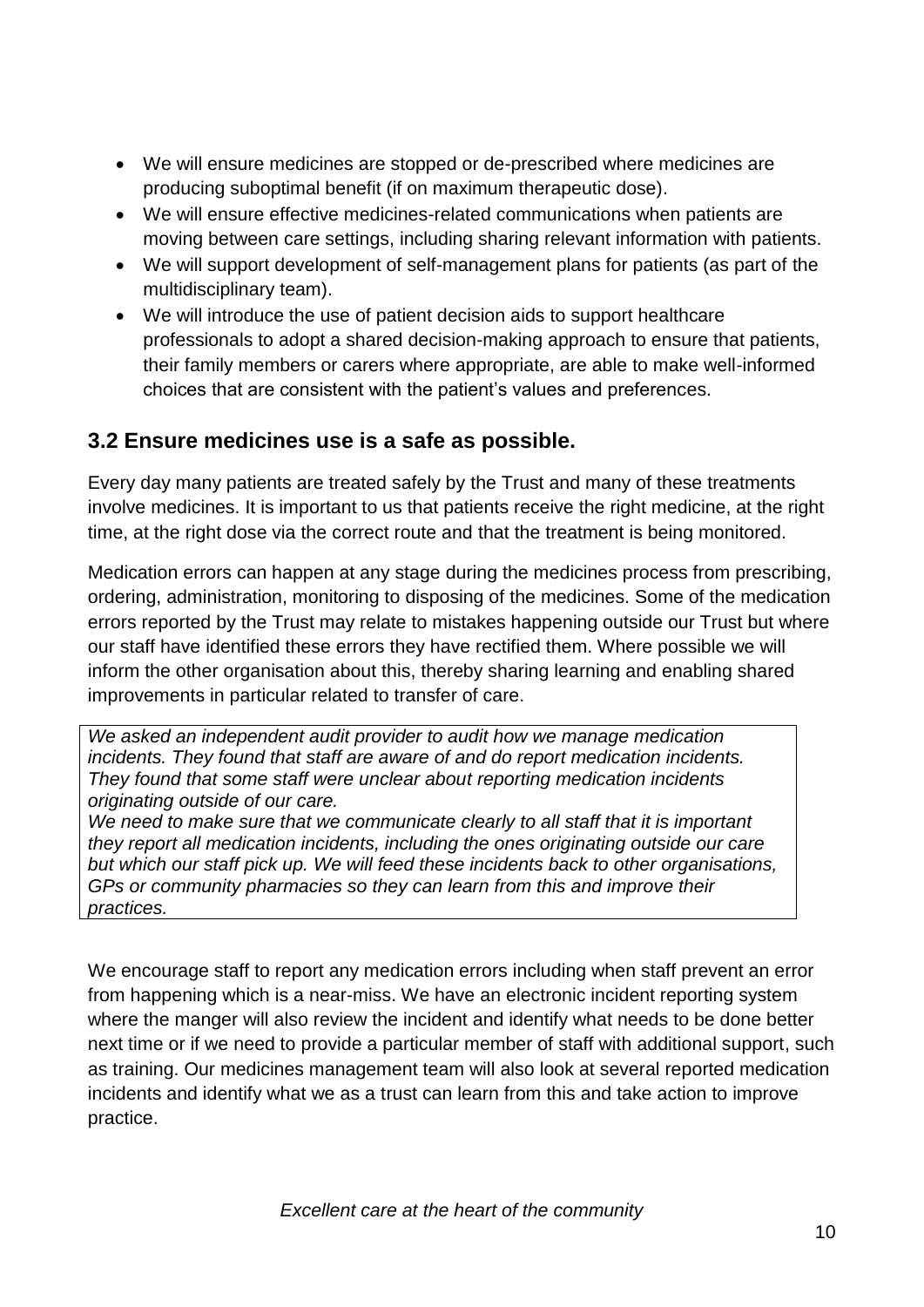- We will ensure medicines are stopped or de-prescribed where medicines are producing suboptimal benefit (if on maximum therapeutic dose).
- We will ensure effective medicines-related communications when patients are moving between care settings, including sharing relevant information with patients.
- We will support development of self-management plans for patients (as part of the multidisciplinary team).
- We will introduce the use of patient decision aids to support healthcare professionals to adopt a shared decision-making approach to ensure that patients, their family members or carers where appropriate, are able to make well-informed choices that are consistent with the patient's values and preferences.

## 3.2 Ensure medicines use is a safe as possible.

Every day many patients are treated safely by the Trust and many of these treatments involve medicines. It is important to us that patients receive the right medicine, at the right time, at the right dose via the correct route and that the treatment is being monitored.

Medication errors can happen at any stage during the medicines process from prescribing, ordering, administration, monitoring to disposing of the medicines. Some of the medication errors reported by the Trust may relate to mistakes happening outside our Trust but where our staff have identified these errors they have rectified them. Where possible we will inform the other organisation about this, thereby sharing learning and enabling shared improvements in particular related to transfer of care.

*We asked an independent audit provider to audit how we manage medication incidents. They found that staff are aware of and do report medication incidents. They found that some staff were unclear about reporting medication incidents originating outside of our care.*
*We need to make sure that we communicate clearly to all staff that it is important they report all medication incidents, including the ones originating outside our care but which our staff pick up. We will feed these incidents back to other organisations, GPs or community pharmacies so they can learn from this and improve their practices.*

We encourage staff to report any medication errors including when staff prevent an error from happening which is a near-miss. We have an electronic incident reporting system where the manger will also review the incident and identify what needs to be done better next time or if we need to provide a particular member of staff with additional support, such as training. Our medicines management team will also look at several reported medication incidents and identify what we as a trust can learn from this and take action to improve practice.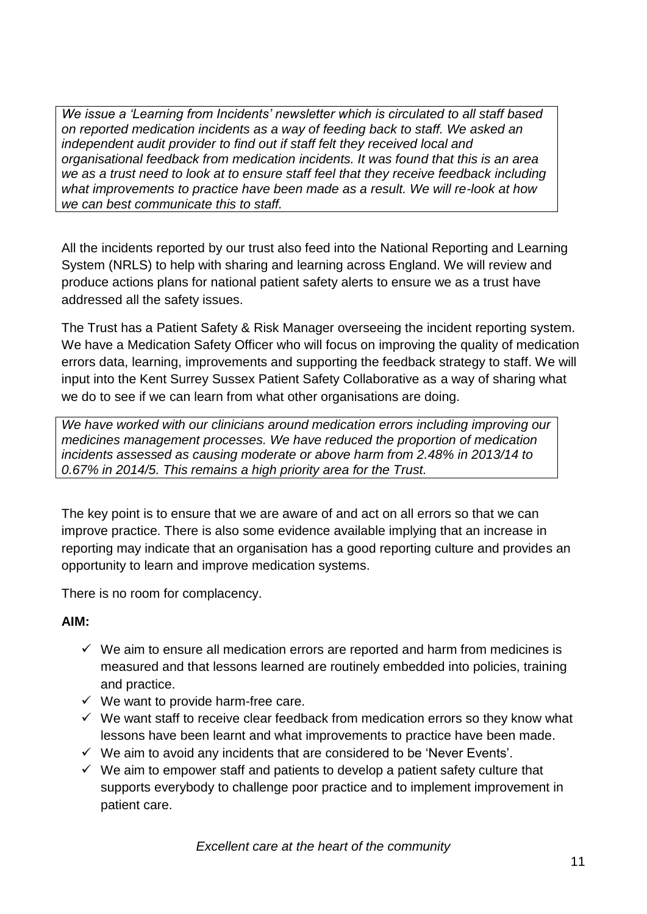*We issue a 'Learning from Incidents' newsletter which is circulated to all staff based on reported medication incidents as a way of feeding back to staff. We asked an independent audit provider to find out if staff felt they received local and organisational feedback from medication incidents. It was found that this is an area we as a trust need to look at to ensure staff feel that they receive feedback including what improvements to practice have been made as a result. We will re-look at how we can best communicate this to staff.*

All the incidents reported by our trust also feed into the National Reporting and Learning System (NRLS) to help with sharing and learning across England. We will review and produce actions plans for national patient safety alerts to ensure we as a trust have addressed all the safety issues.

The Trust has a Patient Safety & Risk Manager overseeing the incident reporting system. We have a Medication Safety Officer who will focus on improving the quality of medication errors data, learning, improvements and supporting the feedback strategy to staff. We will input into the Kent Surrey Sussex Patient Safety Collaborative as a way of sharing what we do to see if we can learn from what other organisations are doing.

*We have worked with our clinicians around medication errors including improving our medicines management processes. We have reduced the proportion of medication incidents assessed as causing moderate or above harm from 2.48% in 2013/14 to 0.67% in 2014/5. This remains a high priority area for the Trust.*

The key point is to ensure that we are aware of and act on all errors so that we can improve practice. There is also some evidence available implying that an increase in reporting may indicate that an organisation has a good reporting culture and provides an opportunity to learn and improve medication systems.

There is no room for complacency.

**AIM:**

- ✓ We aim to ensure all medication errors are reported and harm from medicines is measured and that lessons learned are routinely embedded into policies, training and practice.
- ✓ We want to provide harm-free care.
- ✓ We want staff to receive clear feedback from medication errors so they know what lessons have been learnt and what improvements to practice have been made.
- ✓ We aim to avoid any incidents that are considered to be 'Never Events'.
- ✓ We aim to empower staff and patients to develop a patient safety culture that supports everybody to challenge poor practice and to implement improvement in patient care.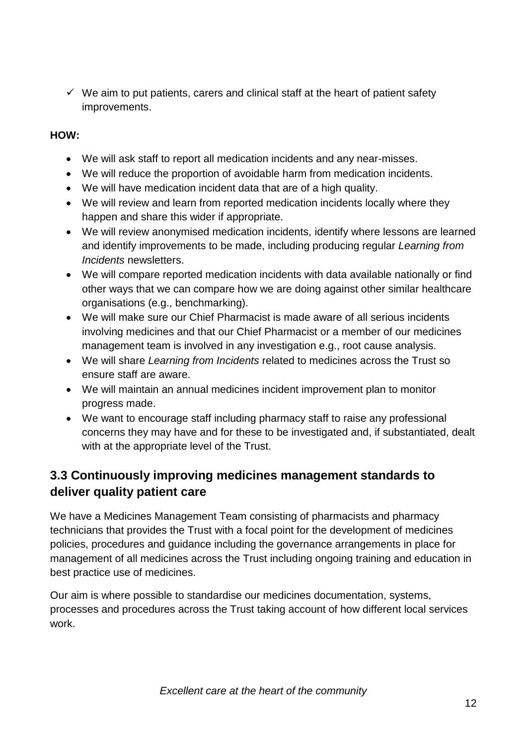✓ We aim to put patients, carers and clinical staff at the heart of patient safety improvements.

**HOW:**

- We will ask staff to report all medication incidents and any near-misses.
- We will reduce the proportion of avoidable harm from medication incidents.
- We will have medication incident data that are of a high quality.
- We will review and learn from reported medication incidents locally where they happen and share this wider if appropriate.
- We will review anonymised medication incidents, identify where lessons are learned and identify improvements to be made, including producing regular *Learning from Incidents* newsletters.
- We will compare reported medication incidents with data available nationally or find other ways that we can compare how we are doing against other similar healthcare organisations (e.g., benchmarking).
- We will make sure our Chief Pharmacist is made aware of all serious incidents involving medicines and that our Chief Pharmacist or a member of our medicines management team is involved in any investigation e.g., root cause analysis.
- We will share *Learning from Incidents* related to medicines across the Trust so ensure staff are aware.
- We will maintain an annual medicines incident improvement plan to monitor progress made.
- We want to encourage staff including pharmacy staff to raise any professional concerns they may have and for these to be investigated and, if substantiated, dealt with at the appropriate level of the Trust.

## 3.3 Continuously improving medicines management standards to deliver quality patient care

We have a Medicines Management Team consisting of pharmacists and pharmacy technicians that provides the Trust with a focal point for the development of medicines policies, procedures and guidance including the governance arrangements in place for management of all medicines across the Trust including ongoing training and education in best practice use of medicines.

Our aim is where possible to standardise our medicines documentation, systems, processes and procedures across the Trust taking account of how different local services work.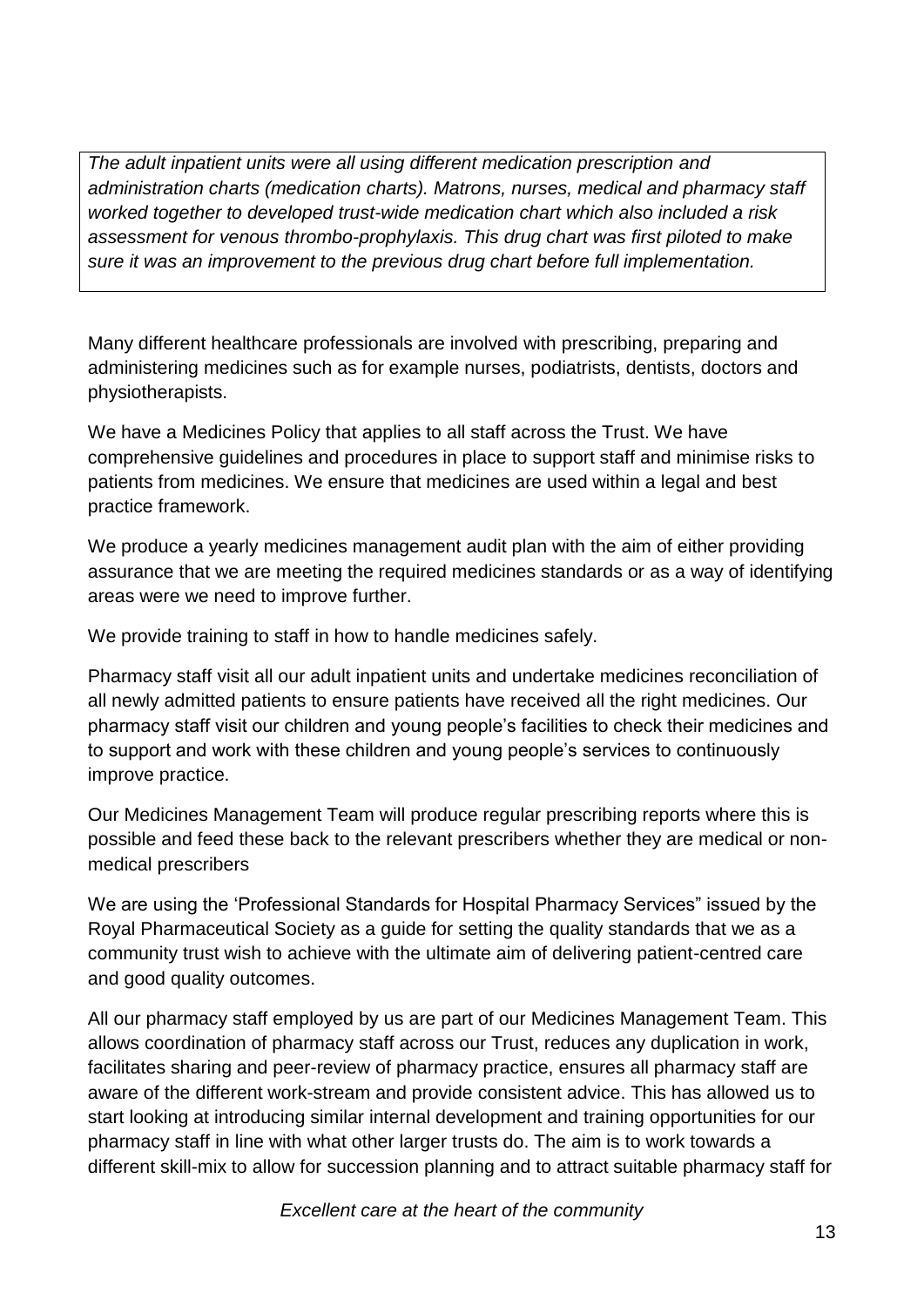*The adult inpatient units were all using different medication prescription and administration charts (medication charts). Matrons, nurses, medical and pharmacy staff worked together to developed trust-wide medication chart which also included a risk assessment for venous thrombo-prophylaxis. This drug chart was first piloted to make sure it was an improvement to the previous drug chart before full implementation.*

Many different healthcare professionals are involved with prescribing, preparing and administering medicines such as for example nurses, podiatrists, dentists, doctors and physiotherapists.

We have a Medicines Policy that applies to all staff across the Trust. We have comprehensive guidelines and procedures in place to support staff and minimise risks to patients from medicines. We ensure that medicines are used within a legal and best practice framework.

We produce a yearly medicines management audit plan with the aim of either providing assurance that we are meeting the required medicines standards or as a way of identifying areas were we need to improve further.

We provide training to staff in how to handle medicines safely.

Pharmacy staff visit all our adult inpatient units and undertake medicines reconciliation of all newly admitted patients to ensure patients have received all the right medicines. Our pharmacy staff visit our children and young people's facilities to check their medicines and to support and work with these children and young people's services to continuously improve practice.

Our Medicines Management Team will produce regular prescribing reports where this is possible and feed these back to the relevant prescribers whether they are medical or non-medical prescribers

We are using the 'Professional Standards for Hospital Pharmacy Services" issued by the Royal Pharmaceutical Society as a guide for setting the quality standards that we as a community trust wish to achieve with the ultimate aim of delivering patient-centred care and good quality outcomes.

All our pharmacy staff employed by us are part of our Medicines Management Team. This allows coordination of pharmacy staff across our Trust, reduces any duplication in work, facilitates sharing and peer-review of pharmacy practice, ensures all pharmacy staff are aware of the different work-stream and provide consistent advice. This has allowed us to start looking at introducing similar internal development and training opportunities for our pharmacy staff in line with what other larger trusts do. The aim is to work towards a different skill-mix to allow for succession planning and to attract suitable pharmacy staff for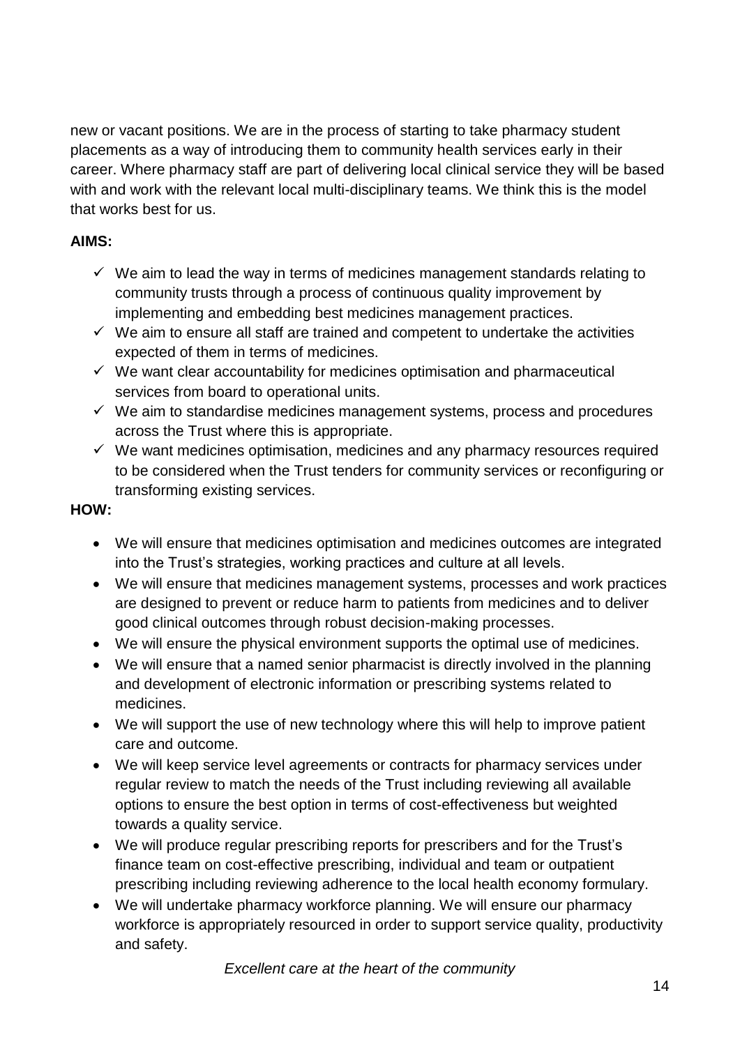new or vacant positions. We are in the process of starting to take pharmacy student placements as a way of introducing them to community health services early in their career. Where pharmacy staff are part of delivering local clinical service they will be based with and work with the relevant local multi-disciplinary teams. We think this is the model that works best for us.

**AIMS:**

- ✓ We aim to lead the way in terms of medicines management standards relating to community trusts through a process of continuous quality improvement by implementing and embedding best medicines management practices.
- ✓ We aim to ensure all staff are trained and competent to undertake the activities expected of them in terms of medicines.
- ✓ We want clear accountability for medicines optimisation and pharmaceutical services from board to operational units.
- ✓ We aim to standardise medicines management systems, process and procedures across the Trust where this is appropriate.
- ✓ We want medicines optimisation, medicines and any pharmacy resources required to be considered when the Trust tenders for community services or reconfiguring or transforming existing services.

**HOW:**

- We will ensure that medicines optimisation and medicines outcomes are integrated into the Trust's strategies, working practices and culture at all levels.
- We will ensure that medicines management systems, processes and work practices are designed to prevent or reduce harm to patients from medicines and to deliver good clinical outcomes through robust decision-making processes.
- We will ensure the physical environment supports the optimal use of medicines.
- We will ensure that a named senior pharmacist is directly involved in the planning and development of electronic information or prescribing systems related to medicines.
- We will support the use of new technology where this will help to improve patient care and outcome.
- We will keep service level agreements or contracts for pharmacy services under regular review to match the needs of the Trust including reviewing all available options to ensure the best option in terms of cost-effectiveness but weighted towards a quality service.
- We will produce regular prescribing reports for prescribers and for the Trust's finance team on cost-effective prescribing, individual and team or outpatient prescribing including reviewing adherence to the local health economy formulary.
- We will undertake pharmacy workforce planning. We will ensure our pharmacy workforce is appropriately resourced in order to support service quality, productivity and safety.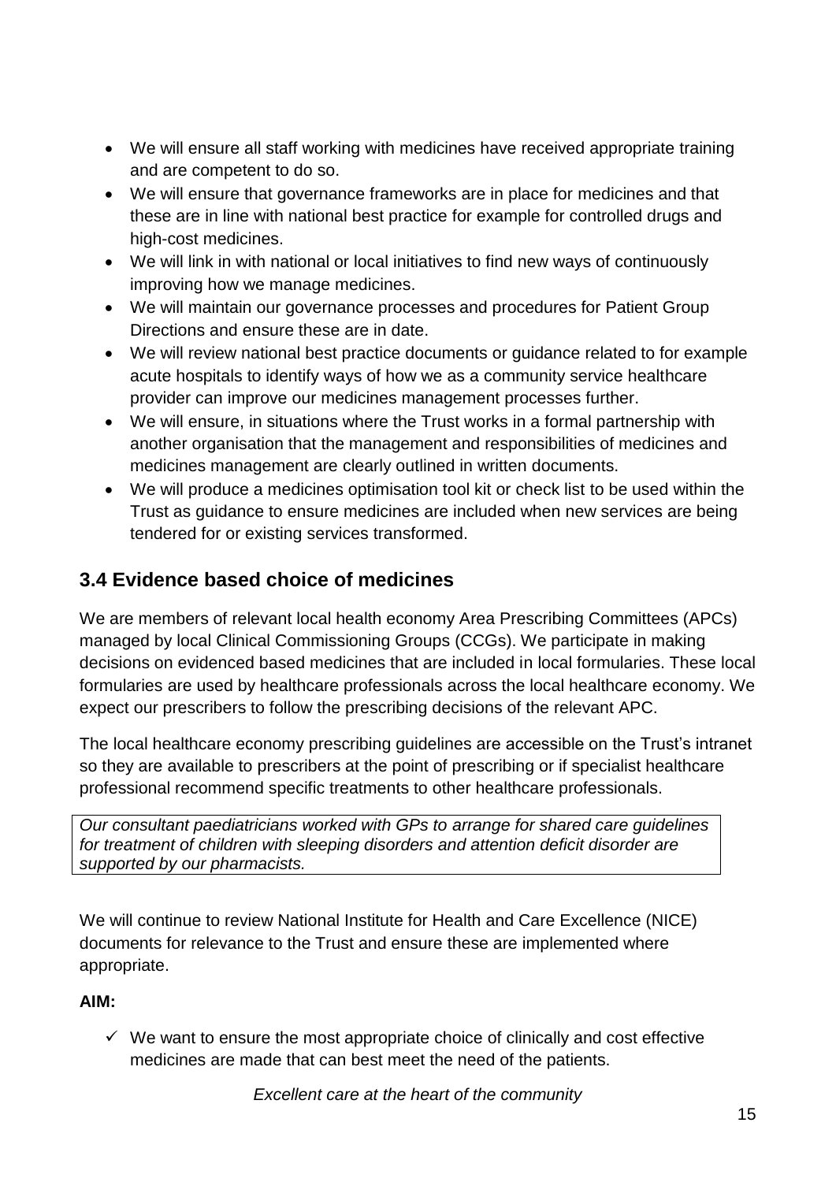- We will ensure all staff working with medicines have received appropriate training and are competent to do so.
- We will ensure that governance frameworks are in place for medicines and that these are in line with national best practice for example for controlled drugs and high-cost medicines.
- We will link in with national or local initiatives to find new ways of continuously improving how we manage medicines.
- We will maintain our governance processes and procedures for Patient Group Directions and ensure these are in date.
- We will review national best practice documents or guidance related to for example acute hospitals to identify ways of how we as a community service healthcare provider can improve our medicines management processes further.
- We will ensure, in situations where the Trust works in a formal partnership with another organisation that the management and responsibilities of medicines and medicines management are clearly outlined in written documents.
- We will produce a medicines optimisation tool kit or check list to be used within the Trust as guidance to ensure medicines are included when new services are being tendered for or existing services transformed.

## 3.4 Evidence based choice of medicines

We are members of relevant local health economy Area Prescribing Committees (APCs) managed by local Clinical Commissioning Groups (CCGs). We participate in making decisions on evidenced based medicines that are included in local formularies. These local formularies are used by healthcare professionals across the local healthcare economy. We expect our prescribers to follow the prescribing decisions of the relevant APC.

The local healthcare economy prescribing guidelines are accessible on the Trust's intranet so they are available to prescribers at the point of prescribing or if specialist healthcare professional recommend specific treatments to other healthcare professionals.

*Our consultant paediatricians worked with GPs to arrange for shared care guidelines for treatment of children with sleeping disorders and attention deficit disorder are supported by our pharmacists.*

We will continue to review National Institute for Health and Care Excellence (NICE) documents for relevance to the Trust and ensure these are implemented where appropriate.

**AIM:**

- ✓ We want to ensure the most appropriate choice of clinically and cost effective medicines are made that can best meet the need of the patients.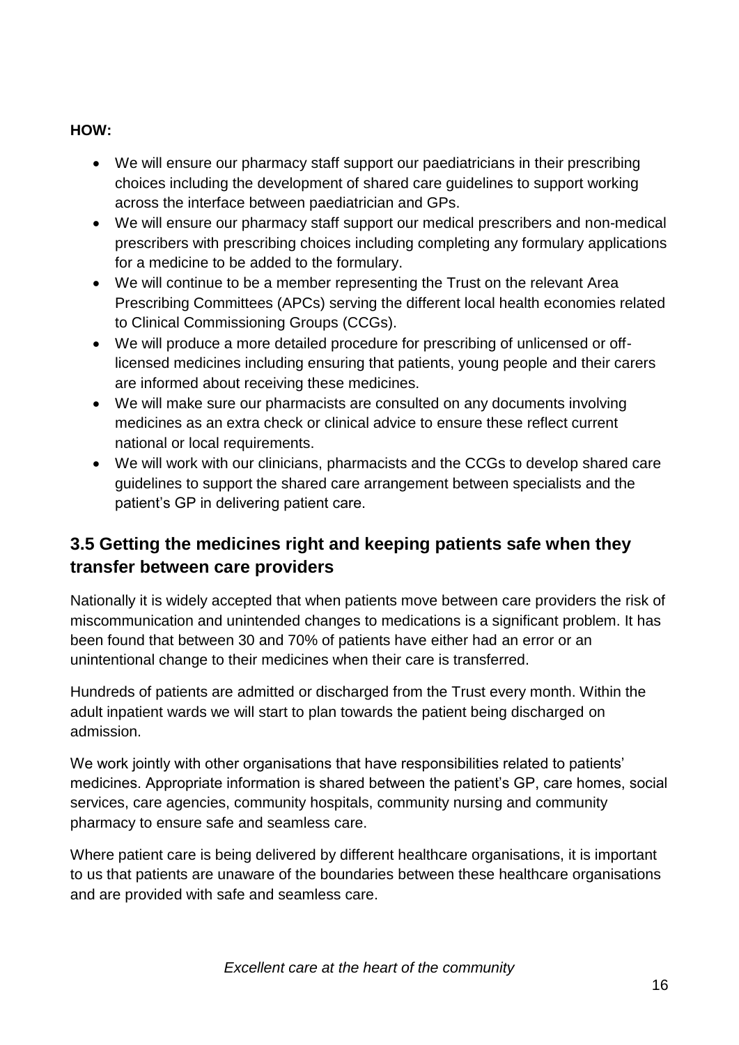**HOW:**

- We will ensure our pharmacy staff support our paediatricians in their prescribing choices including the development of shared care guidelines to support working across the interface between paediatrician and GPs.
- We will ensure our pharmacy staff support our medical prescribers and non-medical prescribers with prescribing choices including completing any formulary applications for a medicine to be added to the formulary.
- We will continue to be a member representing the Trust on the relevant Area Prescribing Committees (APCs) serving the different local health economies related to Clinical Commissioning Groups (CCGs).
- We will produce a more detailed procedure for prescribing of unlicensed or off-licensed medicines including ensuring that patients, young people and their carers are informed about receiving these medicines.
- We will make sure our pharmacists are consulted on any documents involving medicines as an extra check or clinical advice to ensure these reflect current national or local requirements.
- We will work with our clinicians, pharmacists and the CCGs to develop shared care guidelines to support the shared care arrangement between specialists and the patient's GP in delivering patient care.

## 3.5 Getting the medicines right and keeping patients safe when they transfer between care providers

Nationally it is widely accepted that when patients move between care providers the risk of miscommunication and unintended changes to medications is a significant problem. It has been found that between 30 and 70% of patients have either had an error or an unintentional change to their medicines when their care is transferred.

Hundreds of patients are admitted or discharged from the Trust every month. Within the adult inpatient wards we will start to plan towards the patient being discharged on admission.

We work jointly with other organisations that have responsibilities related to patients' medicines. Appropriate information is shared between the patient's GP, care homes, social services, care agencies, community hospitals, community nursing and community pharmacy to ensure safe and seamless care.

Where patient care is being delivered by different healthcare organisations, it is important to us that patients are unaware of the boundaries between these healthcare organisations and are provided with safe and seamless care.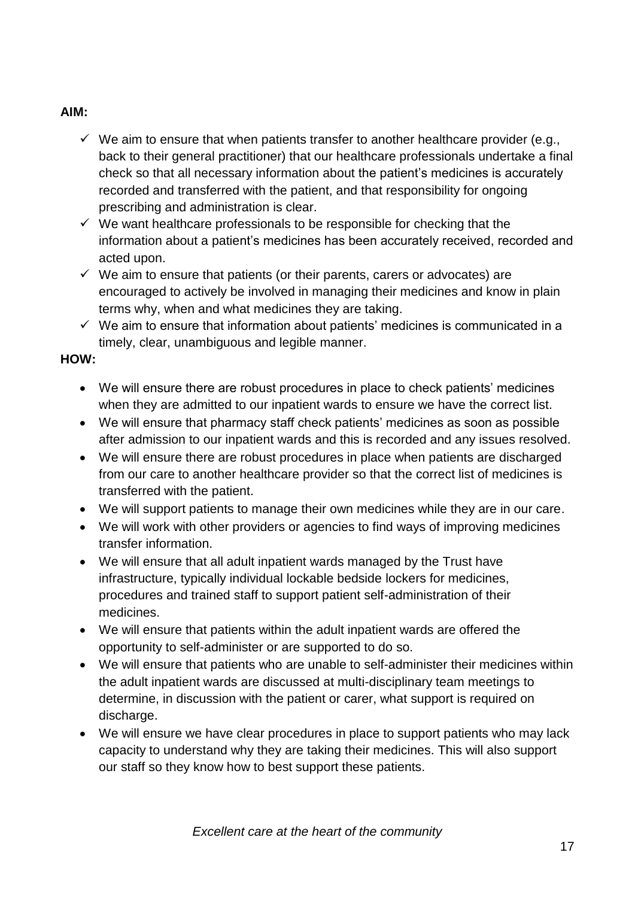**AIM:**

- ✓ We aim to ensure that when patients transfer to another healthcare provider (e.g., back to their general practitioner) that our healthcare professionals undertake a final check so that all necessary information about the patient's medicines is accurately recorded and transferred with the patient, and that responsibility for ongoing prescribing and administration is clear.
- ✓ We want healthcare professionals to be responsible for checking that the information about a patient's medicines has been accurately received, recorded and acted upon.
- ✓ We aim to ensure that patients (or their parents, carers or advocates) are encouraged to actively be involved in managing their medicines and know in plain terms why, when and what medicines they are taking.
- ✓ We aim to ensure that information about patients' medicines is communicated in a timely, clear, unambiguous and legible manner.

**HOW:**

- We will ensure there are robust procedures in place to check patients' medicines when they are admitted to our inpatient wards to ensure we have the correct list.
- We will ensure that pharmacy staff check patients' medicines as soon as possible after admission to our inpatient wards and this is recorded and any issues resolved.
- We will ensure there are robust procedures in place when patients are discharged from our care to another healthcare provider so that the correct list of medicines is transferred with the patient.
- We will support patients to manage their own medicines while they are in our care.
- We will work with other providers or agencies to find ways of improving medicines transfer information.
- We will ensure that all adult inpatient wards managed by the Trust have infrastructure, typically individual lockable bedside lockers for medicines, procedures and trained staff to support patient self-administration of their medicines.
- We will ensure that patients within the adult inpatient wards are offered the opportunity to self-administer or are supported to do so.
- We will ensure that patients who are unable to self-administer their medicines within the adult inpatient wards are discussed at multi-disciplinary team meetings to determine, in discussion with the patient or carer, what support is required on discharge.
- We will ensure we have clear procedures in place to support patients who may lack capacity to understand why they are taking their medicines. This will also support our staff so they know how to best support these patients.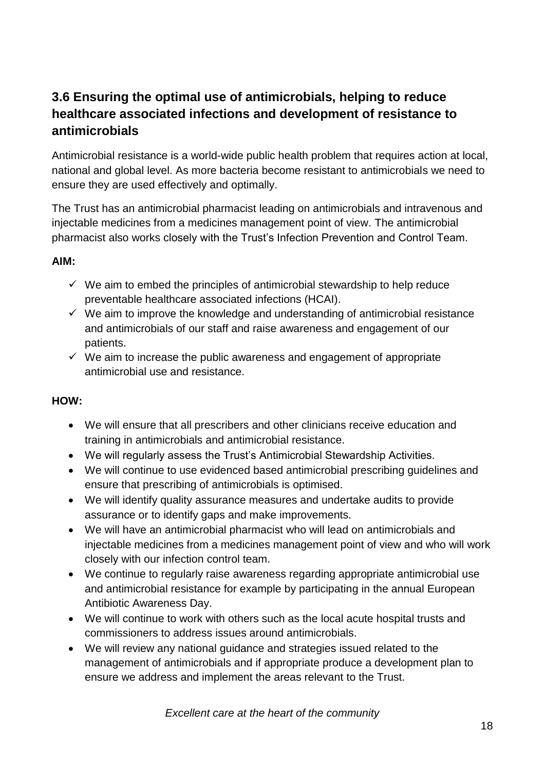## 3.6 Ensuring the optimal use of antimicrobials, helping to reduce healthcare associated infections and development of resistance to antimicrobials

Antimicrobial resistance is a world-wide public health problem that requires action at local, national and global level. As more bacteria become resistant to antimicrobials we need to ensure they are used effectively and optimally.

The Trust has an antimicrobial pharmacist leading on antimicrobials and intravenous and injectable medicines from a medicines management point of view. The antimicrobial pharmacist also works closely with the Trust's Infection Prevention and Control Team.

**AIM:**

- ✓ We aim to embed the principles of antimicrobial stewardship to help reduce preventable healthcare associated infections (HCAI).
- ✓ We aim to improve the knowledge and understanding of antimicrobial resistance and antimicrobials of our staff and raise awareness and engagement of our patients.
- ✓ We aim to increase the public awareness and engagement of appropriate antimicrobial use and resistance.

**HOW:**

- We will ensure that all prescribers and other clinicians receive education and training in antimicrobials and antimicrobial resistance.
- We will regularly assess the Trust's Antimicrobial Stewardship Activities.
- We will continue to use evidenced based antimicrobial prescribing guidelines and ensure that prescribing of antimicrobials is optimised.
- We will identify quality assurance measures and undertake audits to provide assurance or to identify gaps and make improvements.
- We will have an antimicrobial pharmacist who will lead on antimicrobials and injectable medicines from a medicines management point of view and who will work closely with our infection control team.
- We continue to regularly raise awareness regarding appropriate antimicrobial use and antimicrobial resistance for example by participating in the annual European Antibiotic Awareness Day.
- We will continue to work with others such as the local acute hospital trusts and commissioners to address issues around antimicrobials.
- We will review any national guidance and strategies issued related to the management of antimicrobials and if appropriate produce a development plan to ensure we address and implement the areas relevant to the Trust.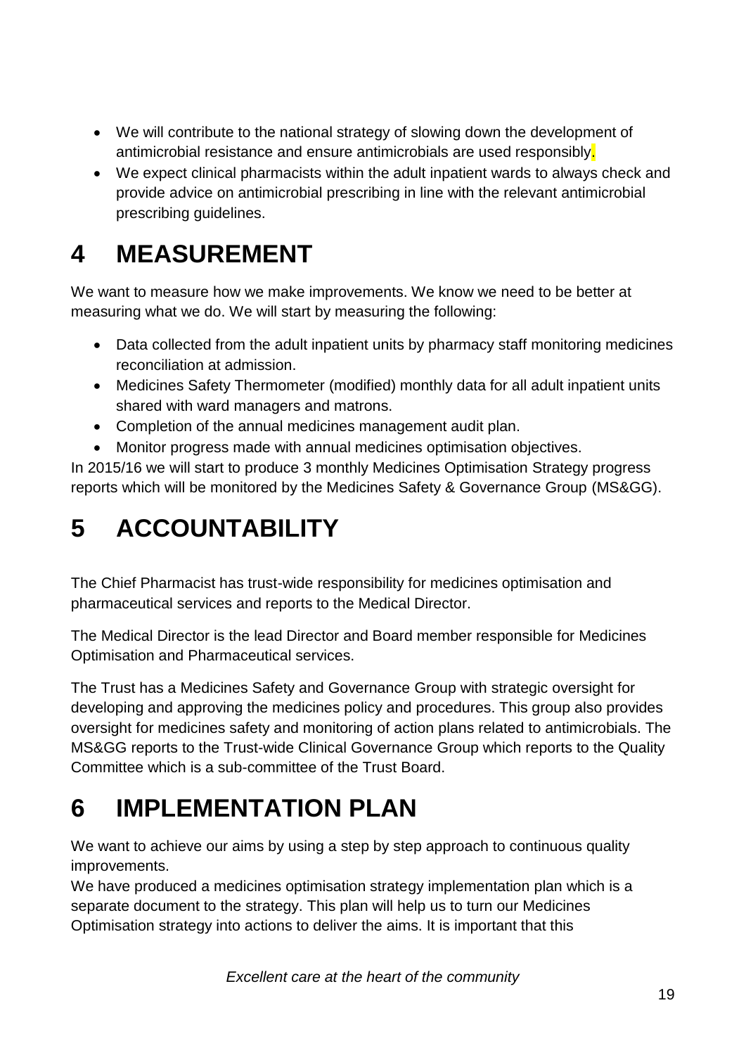- We will contribute to the national strategy of slowing down the development of antimicrobial resistance and ensure antimicrobials are used responsibly.
- We expect clinical pharmacists within the adult inpatient wards to always check and provide advice on antimicrobial prescribing in line with the relevant antimicrobial prescribing guidelines.

# 4 MEASUREMENT

We want to measure how we make improvements. We know we need to be better at measuring what we do. We will start by measuring the following:

- Data collected from the adult inpatient units by pharmacy staff monitoring medicines reconciliation at admission.
- Medicines Safety Thermometer (modified) monthly data for all adult inpatient units shared with ward managers and matrons.
- Completion of the annual medicines management audit plan.
- Monitor progress made with annual medicines optimisation objectives.

In 2015/16 we will start to produce 3 monthly Medicines Optimisation Strategy progress reports which will be monitored by the Medicines Safety & Governance Group (MS&GG).

# 5 ACCOUNTABILITY

The Chief Pharmacist has trust-wide responsibility for medicines optimisation and pharmaceutical services and reports to the Medical Director.

The Medical Director is the lead Director and Board member responsible for Medicines Optimisation and Pharmaceutical services.

The Trust has a Medicines Safety and Governance Group with strategic oversight for developing and approving the medicines policy and procedures. This group also provides oversight for medicines safety and monitoring of action plans related to antimicrobials. The MS&GG reports to the Trust-wide Clinical Governance Group which reports to the Quality Committee which is a sub-committee of the Trust Board.

# 6 IMPLEMENTATION PLAN

We want to achieve our aims by using a step by step approach to continuous quality improvements.

We have produced a medicines optimisation strategy implementation plan which is a separate document to the strategy. This plan will help us to turn our Medicines Optimisation strategy into actions to deliver the aims. It is important that this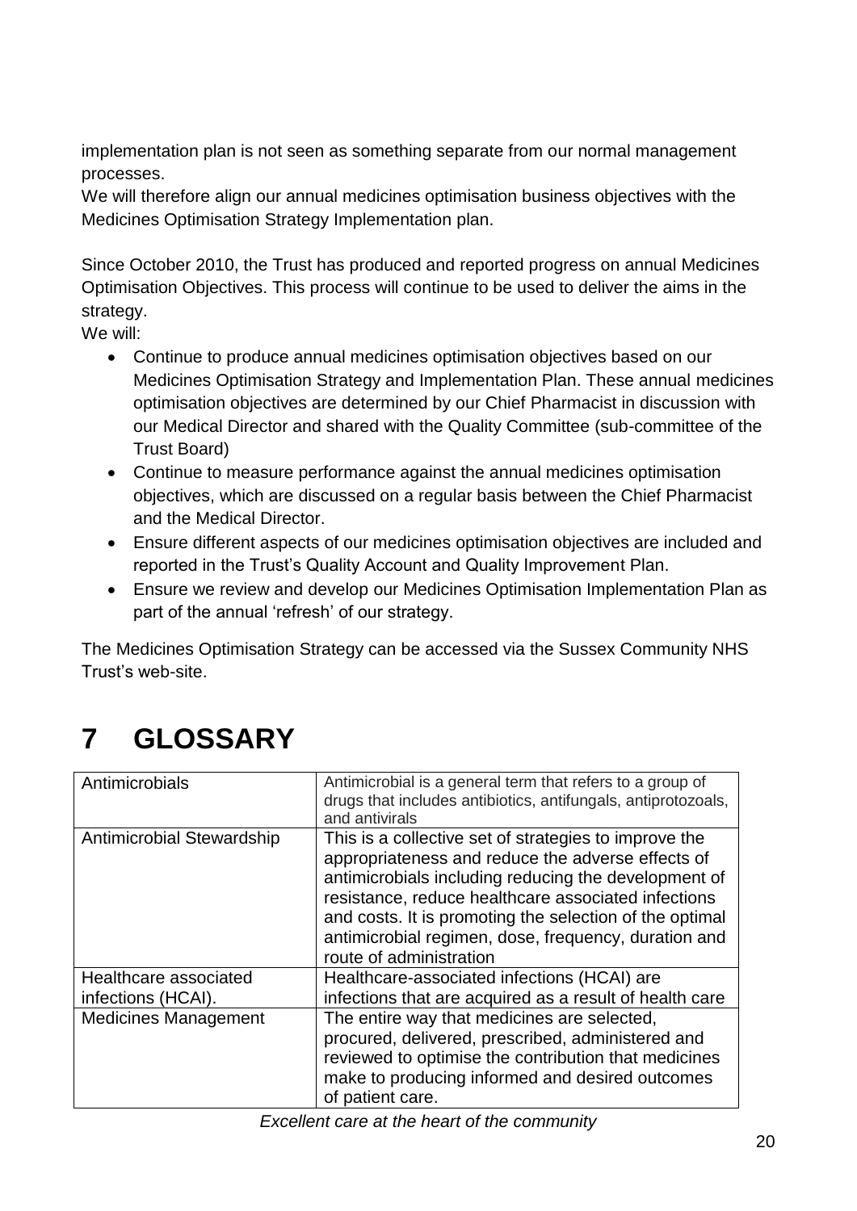implementation plan is not seen as something separate from our normal management processes.

We will therefore align our annual medicines optimisation business objectives with the Medicines Optimisation Strategy Implementation plan.

Since October 2010, the Trust has produced and reported progress on annual Medicines Optimisation Objectives. This process will continue to be used to deliver the aims in the strategy.

We will:

- Continue to produce annual medicines optimisation objectives based on our Medicines Optimisation Strategy and Implementation Plan. These annual medicines optimisation objectives are determined by our Chief Pharmacist in discussion with our Medical Director and shared with the Quality Committee (sub-committee of the Trust Board)
- Continue to measure performance against the annual medicines optimisation objectives, which are discussed on a regular basis between the Chief Pharmacist and the Medical Director.
- Ensure different aspects of our medicines optimisation objectives are included and reported in the Trust's Quality Account and Quality Improvement Plan.
- Ensure we review and develop our Medicines Optimisation Implementation Plan as part of the annual 'refresh' of our strategy.

The Medicines Optimisation Strategy can be accessed via the Sussex Community NHS Trust's web-site.

# 7 GLOSSARY

| Term | Definition |
|---|---|
| Antimicrobials | Antimicrobial is a general term that refers to a group of drugs that includes antibiotics, antifungals, antiprotozoals, and antivirals |
| Antimicrobial Stewardship | This is a collective set of strategies to improve the appropriateness and reduce the adverse effects of antimicrobials including reducing the development of resistance, reduce healthcare associated infections and costs. It is promoting the selection of the optimal antimicrobial regimen, dose, frequency, duration and route of administration |
| Healthcare associated infections (HCAI). | Healthcare-associated infections (HCAI) are infections that are acquired as a result of health care |
| Medicines Management | The entire way that medicines are selected, procured, delivered, prescribed, administered and reviewed to optimise the contribution that medicines make to producing informed and desired outcomes of patient care. |

*Excellent care at the heart of the community*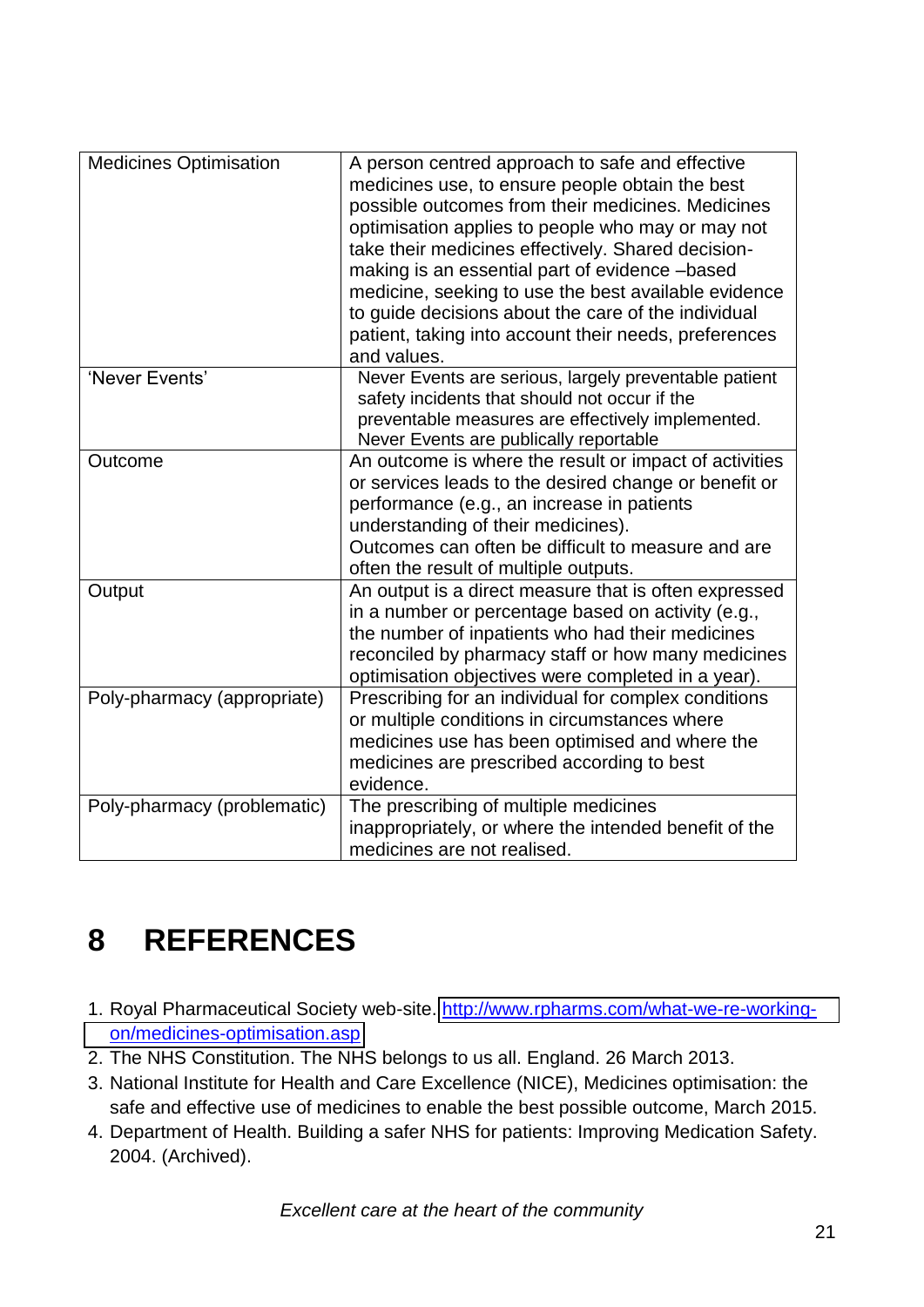| | |
|---|---|
| Medicines Optimisation | A person centred approach to safe and effective medicines use, to ensure people obtain the best possible outcomes from their medicines. Medicines optimisation applies to people who may or may not take their medicines effectively. Shared decision-making is an essential part of evidence –based medicine, seeking to use the best available evidence to guide decisions about the care of the individual patient, taking into account their needs, preferences and values. |
| 'Never Events' | Never Events are serious, largely preventable patient safety incidents that should not occur if the preventable measures are effectively implemented. Never Events are publically reportable |
| Outcome | An outcome is where the result or impact of activities or services leads to the desired change or benefit or performance (e.g., an increase in patients understanding of their medicines). Outcomes can often be difficult to measure and are often the result of multiple outputs. |
| Output | An output is a direct measure that is often expressed in a number or percentage based on activity (e.g., the number of inpatients who had their medicines reconciled by pharmacy staff or how many medicines optimisation objectives were completed in a year). |
| Poly-pharmacy (appropriate) | Prescribing for an individual for complex conditions or multiple conditions in circumstances where medicines use has been optimised and where the medicines are prescribed according to best evidence. |
| Poly-pharmacy (problematic) | The prescribing of multiple medicines inappropriately, or where the intended benefit of the medicines are not realised. |

# 8 REFERENCES

1. Royal Pharmaceutical Society web-site. http://www.rpharms.com/what-we-re-working-on/medicines-optimisation.asp
2. The NHS Constitution. The NHS belongs to us all. England. 26 March 2013.
3. National Institute for Health and Care Excellence (NICE), Medicines optimisation: the safe and effective use of medicines to enable the best possible outcome, March 2015.
4. Department of Health. Building a safer NHS for patients: Improving Medication Safety. 2004. (Archived).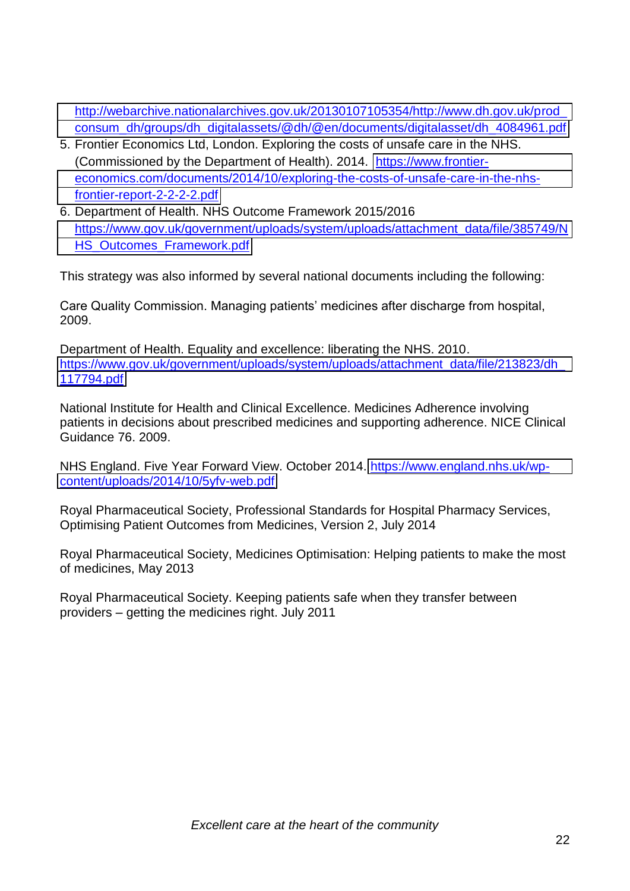http://webarchive.nationalarchives.gov.uk/20130107105354/http://www.dh.gov.uk/prod_consum_dh/groups/dh_digitalassets/@dh/@en/documents/digitalasset/dh_4084961.pdf

5. Frontier Economics Ltd, London. Exploring the costs of unsafe care in the NHS. (Commissioned by the Department of Health). 2014. https://www.frontier-economics.com/documents/2014/10/exploring-the-costs-of-unsafe-care-in-the-nhs-frontier-report-2-2-2-2.pdf
6. Department of Health. NHS Outcome Framework 2015/2016 https://www.gov.uk/government/uploads/system/uploads/attachment_data/file/385749/NHS_Outcomes_Framework.pdf

This strategy was also informed by several national documents including the following:

Care Quality Commission. Managing patients' medicines after discharge from hospital, 2009.

Department of Health. Equality and excellence: liberating the NHS. 2010. https://www.gov.uk/government/uploads/system/uploads/attachment_data/file/213823/dh_117794.pdf

National Institute for Health and Clinical Excellence. Medicines Adherence involving patients in decisions about prescribed medicines and supporting adherence. NICE Clinical Guidance 76. 2009.

NHS England. Five Year Forward View. October 2014. https://www.england.nhs.uk/wp-content/uploads/2014/10/5yfv-web.pdf

Royal Pharmaceutical Society, Professional Standards for Hospital Pharmacy Services, Optimising Patient Outcomes from Medicines, Version 2, July 2014

Royal Pharmaceutical Society, Medicines Optimisation: Helping patients to make the most of medicines, May 2013

Royal Pharmaceutical Society. Keeping patients safe when they transfer between providers – getting the medicines right. July 2011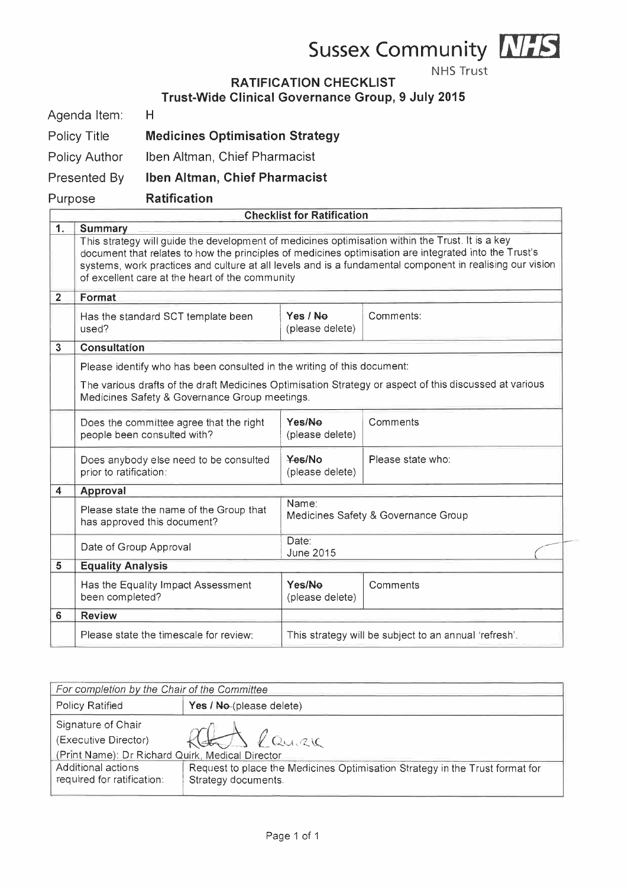Sussex Community NHS Trust

## RATIFICATION CHECKLIST

### Trust-Wide Clinical Governance Group, 9 July 2015

Agenda Item: H

Policy Title **Medicines Optimisation Strategy**

Policy Author Iben Altman, Chief Pharmacist

Presented By **Iben Altman, Chief Pharmacist**

Purpose **Ratification**

| | | | |
|---|---|---|---|
| | **Checklist for Ratification** | | |
| **1.** | **Summary** | | |
| | This strategy will guide the development of medicines optimisation within the Trust. It is a key document that relates to how the principles of medicines optimisation are integrated into the Trust's systems, work practices and culture at all levels and is a fundamental component in realising our vision of excellent care at the heart of the community | | |
| **2** | **Format** | | |
| | Has the standard SCT template been used? | **Yes** / ~~No~~ (please delete) | Comments: |
| **3** | **Consultation** | | |
| | Please identify who has been consulted in the writing of this document: The various drafts of the draft Medicines Optimisation Strategy or aspect of this discussed at various Medicines Safety & Governance Group meetings. | | |
| | Does the committee agree that the right people been consulted with? | **Yes**/~~No~~ (please delete) | Comments |
| | Does anybody else need to be consulted prior to ratification: | ~~Yes~~/**No** (please delete) | Please state who: |
| **4** | **Approval** | | |
| | Please state the name of the Group that has approved this document? | Name: Medicines Safety & Governance Group | |
| | Date of Group Approval | Date: June 2015 | |
| **5** | **Equality Analysis** | | |
| | Has the Equality Impact Assessment been completed? | **Yes**/~~No~~ (please delete) | Comments |
| **6** | **Review** | | |
| | Please state the timescale for review: | This strategy will be subject to an annual 'refresh'. | |

| | |
|---|---|
| *For completion by the Chair of the Committee* | |
| Policy Ratified | **Yes** / ~~No~~ (please delete) |
| Signature of Chair (Executive Director) (Print Name): Dr Richard Quirk, Medical Director | [Signature] |
| Additional actions required for ratification: | Request to place the Medicines Optimisation Strategy in the Trust format for Strategy documents. |